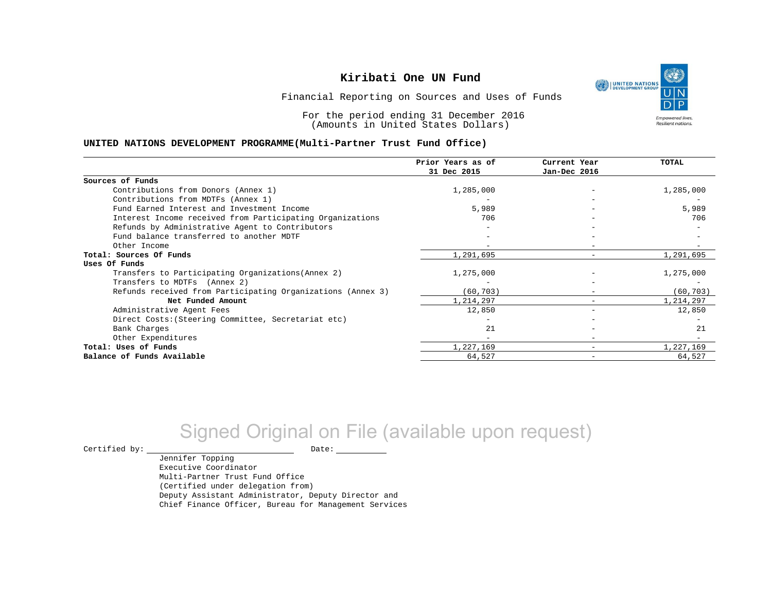# Kiribati One UN Fund

Financial Reporting on Sources and Uses of Funds

For the period ending 31 December 2016
(Amounts in United States Dollars)

## UNITED NATIONS DEVELOPMENT PROGRAMME(Multi-Partner Trust Fund Office)

| | Prior Years as of 31 Dec 2015 | Current Year Jan-Dec 2016 | TOTAL |
|---|---|---|---|
| **Sources of Funds** | | | |
| Contributions from Donors (Annex 1) | 1,285,000 | - | 1,285,000 |
| Contributions from MDTFs (Annex 1) | - | - | - |
| Fund Earned Interest and Investment Income | 5,989 | - | 5,989 |
| Interest Income received from Participating Organizations | 706 | - | 706 |
| Refunds by Administrative Agent to Contributors | - | - | - |
| Fund balance transferred to another MDTF | - | - | - |
| Other Income | - | - | - |
| **Total: Sources Of Funds** | 1,291,695 | - | 1,291,695 |
| **Uses Of Funds** | | | |
| Transfers to Participating Organizations(Annex 2) | 1,275,000 | - | 1,275,000 |
| Transfers to MDTFs (Annex 2) | - | - | - |
| Refunds received from Participating Organizations (Annex 3) | (60,703) | - | (60,703) |
| **Net Funded Amount** | 1,214,297 | - | 1,214,297 |
| Administrative Agent Fees | 12,850 | - | 12,850 |
| Direct Costs:(Steering Committee, Secretariat etc) | - | - | - |
| Bank Charges | 21 | - | 21 |
| Other Expenditures | - | - | - |
| **Total: Uses of Funds** | 1,227,169 | - | 1,227,169 |
| **Balance of Funds Available** | 64,527 | - | 64,527 |

Signed Original on File (available upon request)

Certified by: \_\_\_\_\_\_\_\_\_\_\_\_\_\_\_\_\_\_\_\_\_\_\_\_ Date: \_\_\_\_\_\_\_\_\_\_

Jennifer Topping
Executive Coordinator
Multi-Partner Trust Fund Office
(Certified under delegation from)
Deputy Assistant Administrator, Deputy Director and
Chief Finance Officer, Bureau for Management Services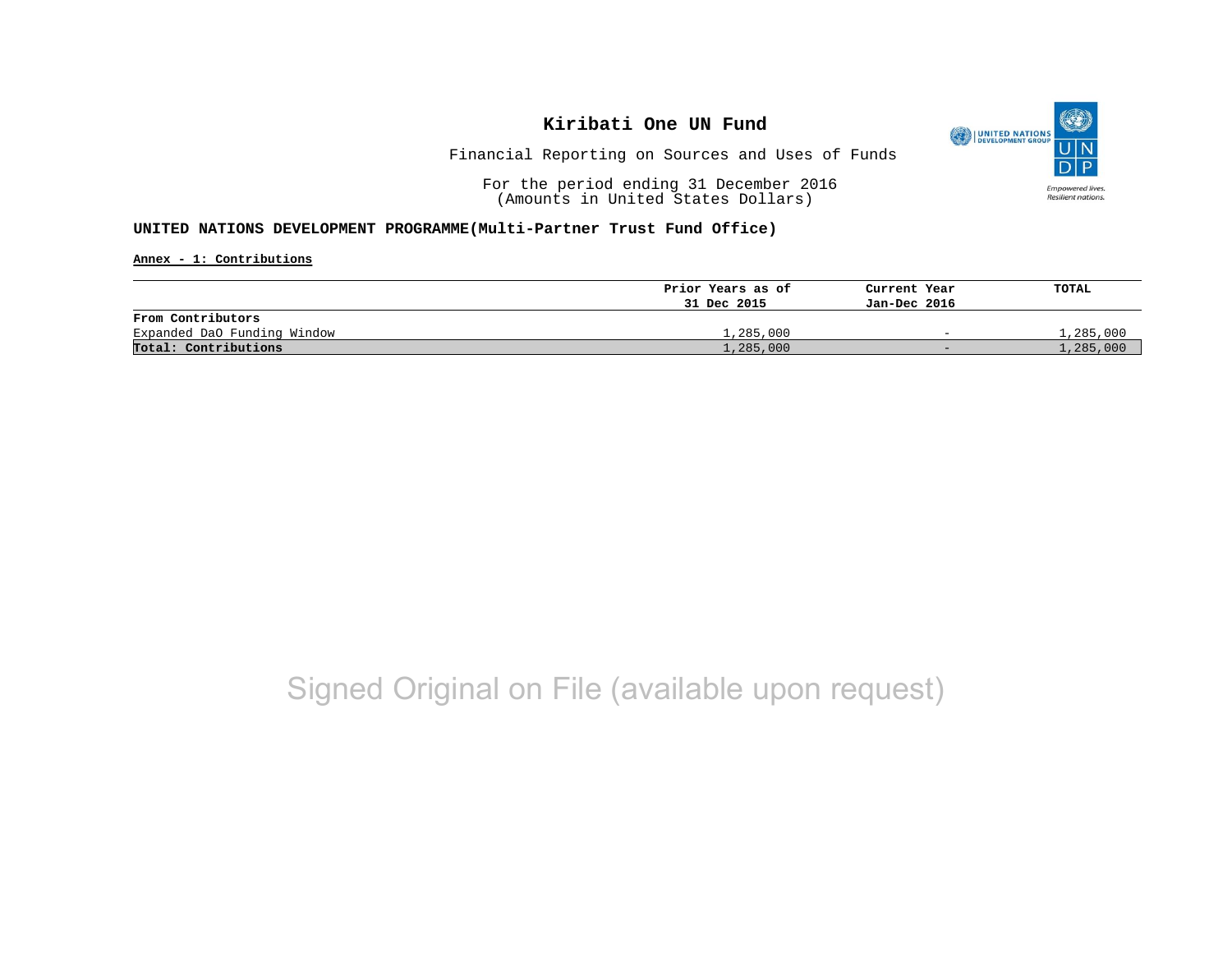# Kiribati One UN Fund

Financial Reporting on Sources and Uses of Funds

For the period ending 31 December 2016
(Amounts in United States Dollars)

**UNITED NATIONS DEVELOPMENT PROGRAMME(Multi-Partner Trust Fund Office)**

**Annex - 1: Contributions**

| | Prior Years as of 31 Dec 2015 | Current Year Jan-Dec 2016 | TOTAL |
|---|---|---|---|
| **From Contributors** | | | |
| Expanded DaO Funding Window | 1,285,000 | - | 1,285,000 |
| **Total: Contributions** | 1,285,000 | - | 1,285,000 |

Signed Original on File (available upon request)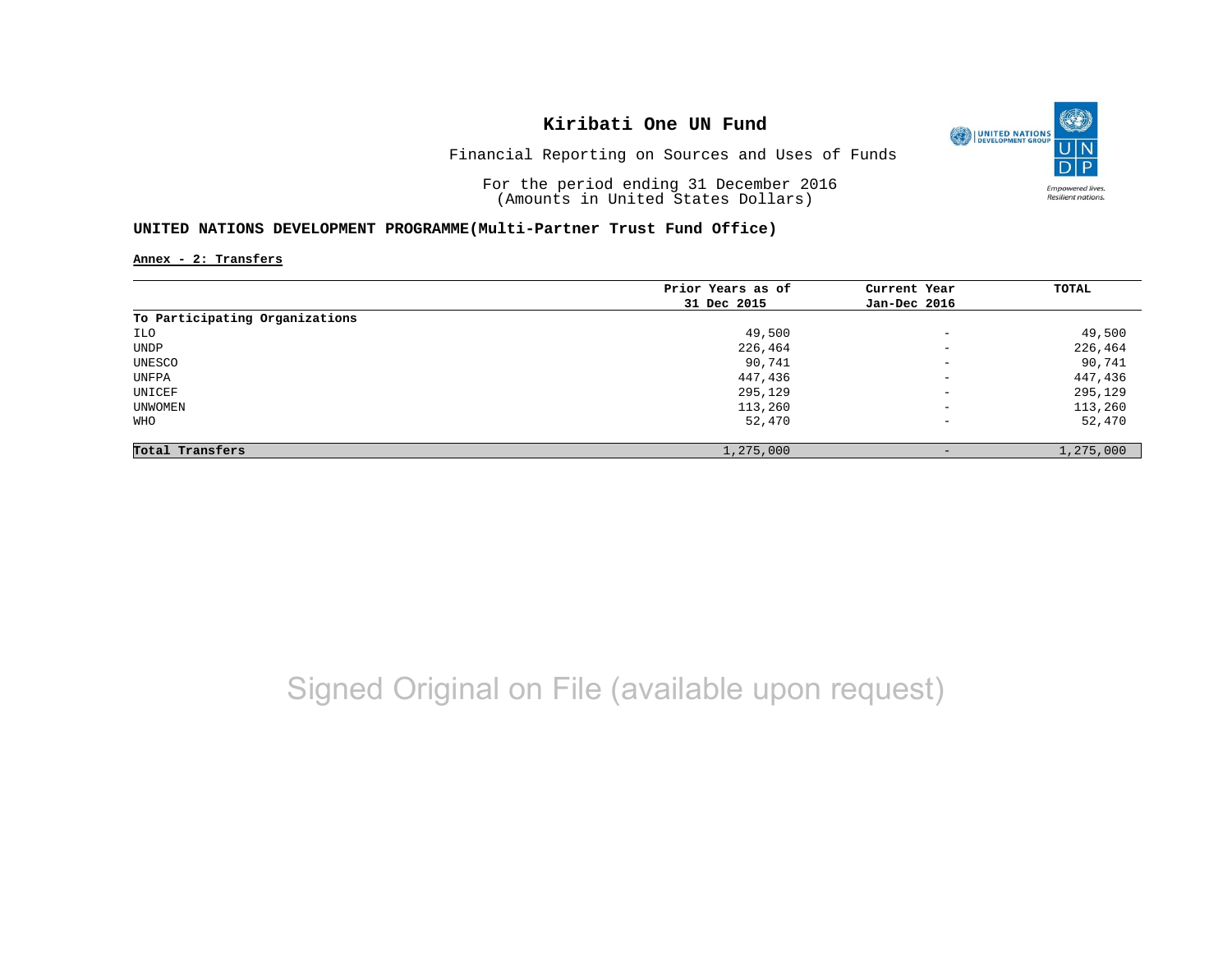# Kiribati One UN Fund

Financial Reporting on Sources and Uses of Funds

For the period ending 31 December 2016
(Amounts in United States Dollars)

## UNITED NATIONS DEVELOPMENT PROGRAMME(Multi-Partner Trust Fund Office)

**Annex - 2: Transfers**

| | Prior Years as of 31 Dec 2015 | Current Year Jan-Dec 2016 | TOTAL |
|---|---|---|---|
| **To Participating Organizations** | | | |
| ILO | 49,500 | - | 49,500 |
| UNDP | 226,464 | - | 226,464 |
| UNESCO | 90,741 | - | 90,741 |
| UNFPA | 447,436 | - | 447,436 |
| UNICEF | 295,129 | - | 295,129 |
| UNWOMEN | 113,260 | - | 113,260 |
| WHO | 52,470 | - | 52,470 |
| **Total Transfers** | 1,275,000 | - | 1,275,000 |

Signed Original on File (available upon request)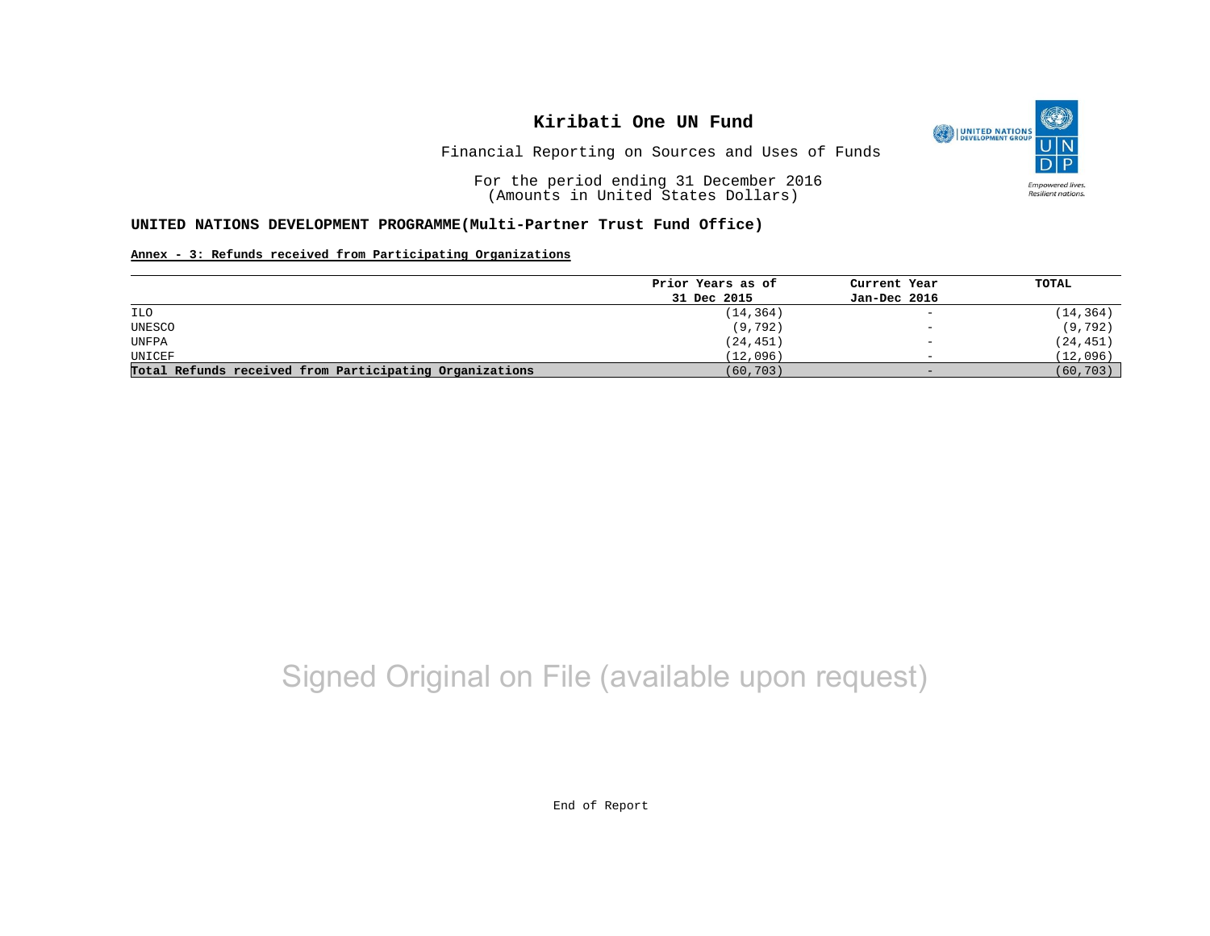# Kiribati One UN Fund

Financial Reporting on Sources and Uses of Funds

For the period ending 31 December 2016
(Amounts in United States Dollars)

**UNITED NATIONS DEVELOPMENT PROGRAMME(Multi-Partner Trust Fund Office)**

**Annex - 3: Refunds received from Participating Organizations**

| | Prior Years as of 31 Dec 2015 | Current Year Jan-Dec 2016 | TOTAL |
|---|---|---|---|
| ILO | (14,364) | - | (14,364) |
| UNESCO | (9,792) | - | (9,792) |
| UNFPA | (24,451) | - | (24,451) |
| UNICEF | (12,096) | - | (12,096) |
| **Total Refunds received from Participating Organizations** | (60,703) | - | (60,703) |

Signed Original on File (available upon request)

End of Report